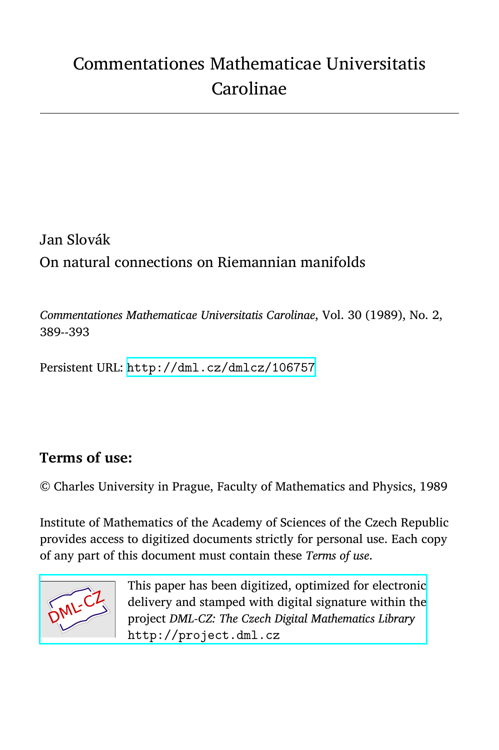# Commentationes Mathematicae Universitatis Carolinae

Jan Slovák

On natural connections on Riemannian manifolds

*Commentationes Mathematicae Universitatis Carolinae*, Vol. 30 (1989), No. 2, 389--393

Persistent URL: http://dml.cz/dmlcz/106757

## Terms of use:

© Charles University in Prague, Faculty of Mathematics and Physics, 1989

Institute of Mathematics of the Academy of Sciences of the Czech Republic provides access to digitized documents strictly for personal use. Each copy of any part of this document must contain these *Terms of use*.

This paper has been digitized, optimized for electronic delivery and stamped with digital signature within the project *DML-CZ: The Czech Digital Mathematics Library* http://project.dml.cz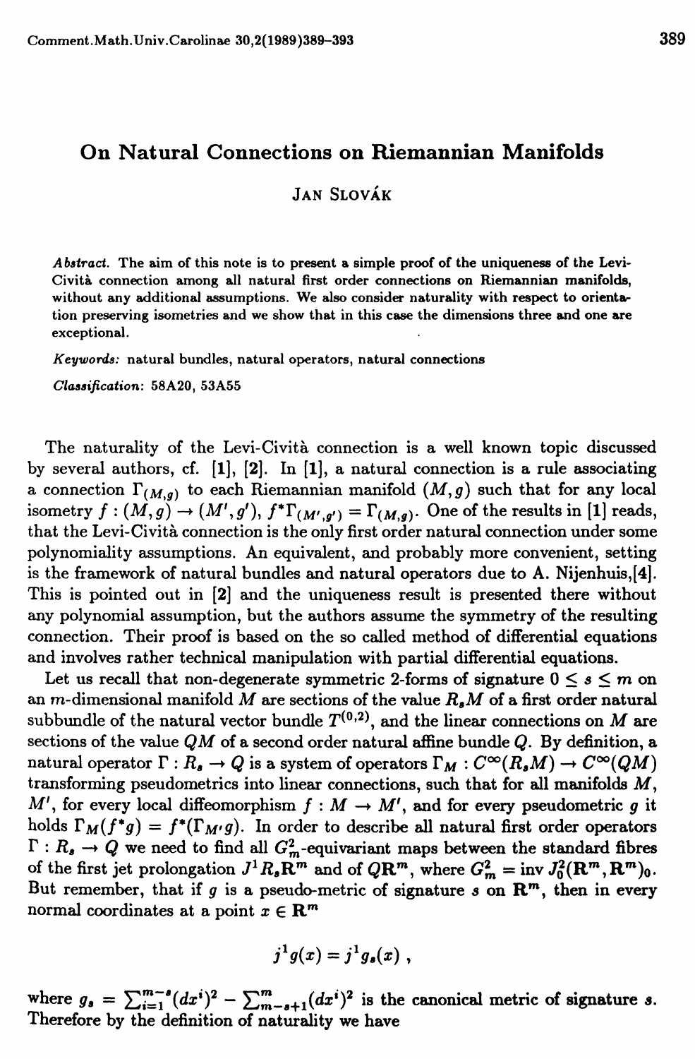# On Natural Connections on Riemannian Manifolds

JAN SLOVÁK

*Abstract.* The aim of this note is to present a simple proof of the uniqueness of the Levi-Cività connection among all natural first order connections on Riemannian manifolds, without any additional assumptions. We also consider naturality with respect to orientation preserving isometries and we show that in this case the dimensions three and one are exceptional.

*Keywords:* natural bundles, natural operators, natural connections

*Classification:* 58A20, 53A55

The naturality of the Levi-Cività connection is a well known topic discussed by several authors, cf. [1], [2]. In [1], a natural connection is a rule associating a connection $\Gamma_{(M,g)}$ to each Riemannian manifold $(M, g)$ such that for any local isometry $f : (M, g) \to (M', g')$, $f^*\Gamma_{(M',g')} = \Gamma_{(M,g)}$. One of the results in [1] reads, that the Levi-Cività connection is the only first order natural connection under some polynomiality assumptions. An equivalent, and probably more convenient, setting is the framework of natural bundles and natural operators due to A. Nijenhuis,[4]. This is pointed out in [2] and the uniqueness result is presented there without any polynomial assumption, but the authors assume the symmetry of the resulting connection. Their proof is based on the so called method of differential equations and involves rather technical manipulation with partial differential equations.

Let us recall that non-degenerate symmetric 2-forms of signature $0 \le s \le m$ on an $m$-dimensional manifold $M$ are sections of the value $R_s M$ of a first order natural subbundle of the natural vector bundle $T^{(0,2)}$, and the linear connections on $M$ are sections of the value $QM$ of a second order natural affine bundle $Q$. By definition, a natural operator $\Gamma : R_s \to Q$ is a system of operators $\Gamma_M : C^\infty(R_s M) \to C^\infty(QM)$ transforming pseudometrics into linear connections, such that for all manifolds $M$, $M'$, for every local diffeomorphism $f : M \to M'$, and for every pseudometric $g$ it holds $\Gamma_M(f^*g) = f^*(\Gamma_{M'} g)$. In order to describe all natural first order operators $\Gamma : R_s \to Q$ we need to find all $G^2_m$-equivariant maps between the standard fibres of the first jet prolongation $J^1 R_s \mathbf{R}^m$ and of $Q\mathbf{R}^m$, where $G^2_m = \operatorname{inv} J^2_0(\mathbf{R}^m, \mathbf{R}^m)_0$. But remember, that if $g$ is a pseudo-metric of signature $s$ on $\mathbf{R}^m$, then in every normal coordinates at a point $x \in \mathbf{R}^m$

$$j^1 g(x) = j^1 g_s(x) ,$$

where $g_s = \sum_{i=1}^{m-s}(dx^i)^2 - \sum_{m-s+1}^{m}(dx^i)^2$ is the canonical metric of signature $s$. Therefore by the definition of naturality we have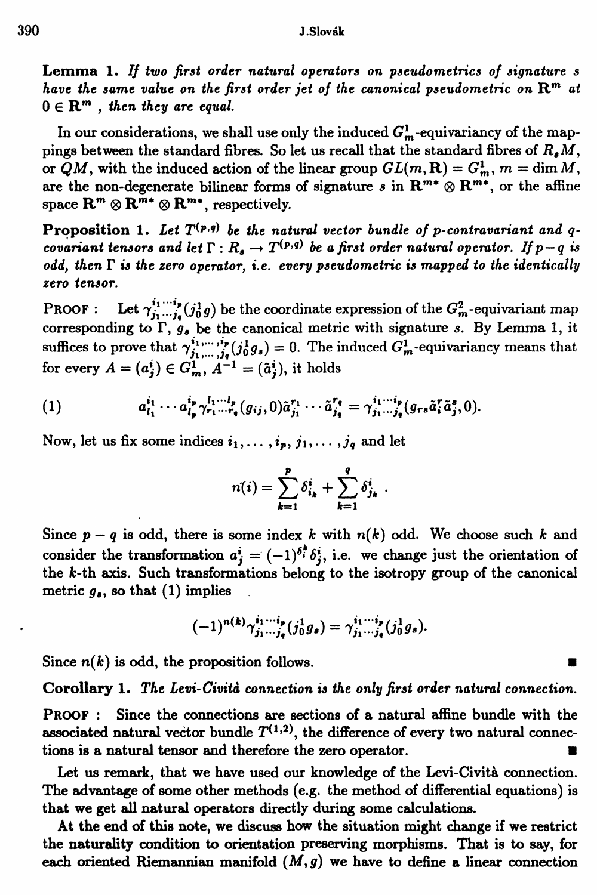**Lemma 1.** *If two first order natural operators on pseudometrics of signature s have the same value on the first order jet of the canonical pseudometric on $\mathbf{R}^m$ at $0 \in \mathbf{R}^m$, then they are equal.*

In our considerations, we shall use only the induced $G^1_m$-equivariancy of the mappings between the standard fibres. So let us recall that the standard fibres of $R_s M$, or $QM$, with the induced action of the linear group $GL(m, \mathbf{R}) = G^1_m$, $m = \dim M$, are the non-degenerate bilinear forms of signature $s$ in $\mathbf{R}^{m*} \otimes \mathbf{R}^{m*}$, or the affine space $\mathbf{R}^m \otimes \mathbf{R}^{m*} \otimes \mathbf{R}^{m*}$, respectively.

**Proposition 1.** *Let $T^{(p,q)}$ be the natural vector bundle of p-contravariant and q-covariant tensors and let $\Gamma : R_s \to T^{(p,q)}$ be a first order natural operator. If $p-q$ is odd, then $\Gamma$ is the zero operator, i.e. every pseudometric is mapped to the identically zero tensor.*

PROOF : Let $\gamma^{i_1 \cdots i_p}_{j_1 \cdots j_q}(j^1_0 g)$ be the coordinate expression of the $G^2_m$-equivariant map corresponding to $\Gamma$, $g_s$ be the canonical metric with signature $s$. By Lemma 1, it suffices to prove that $\gamma^{i_1, \cdots, i_p}_{j_1, \cdots, j_q}(j^1_0 g_s) = 0$. The induced $G^1_m$-equivariancy means that for every $A = (a^i_j) \in G^1_m$, $A^{-1} = (\tilde{a}^i_j)$, it holds

$$(1) \qquad a^{i_1}_{l_1} \cdots a^{i_p}_{l_p} \gamma^{l_1 \cdots l_p}_{r_1 \cdots r_q}(g_{ij}, 0) \tilde{a}^{r_1}_{j_1} \cdots \tilde{a}^{r_q}_{j_q} = \gamma^{i_1 \cdots i_p}_{j_1 \cdots j_q}(g_{rs} \tilde{a}^r_i \tilde{a}^s_j, 0).$$

Now, let us fix some indices $i_1, \ldots, i_p, j_1, \ldots, j_q$ and let

$$n(i) = \sum_{k=1}^{p} \delta^i_{i_k} + \sum_{k=1}^{q} \delta^i_{j_k} .$$

Since $p - q$ is odd, there is some index $k$ with $n(k)$ odd. We choose such $k$ and consider the transformation $a^i_j = (-1)^{\delta^k_i} \delta^i_j$, i.e. we change just the orientation of the $k$-th axis. Such transformations belong to the isotropy group of the canonical metric $g_s$, so that (1) implies

$$(-1)^{n(k)} \gamma^{i_1 \cdots i_p}_{j_1 \cdots j_q}(j^1_0 g_s) = \gamma^{i_1 \cdots i_p}_{j_1 \cdots j_q}(j^1_0 g_s).$$

Since $n(k)$ is odd, the proposition follows. ∎

**Corollary 1.** *The Levi-Cività connection is the only first order natural connection.*

PROOF : Since the connections are sections of a natural affine bundle with the associated natural vector bundle $T^{(1,2)}$, the difference of every two natural connections is a natural tensor and therefore the zero operator. ∎

Let us remark, that we have used our knowledge of the Levi-Cività connection. The advantage of some other methods (e.g. the method of differential equations) is that we get all natural operators directly during some calculations.

At the end of this note, we discuss how the situation might change if we restrict the naturality condition to orientation preserving morphisms. That is to say, for each oriented Riemannian manifold $(M, g)$ we have to define a linear connection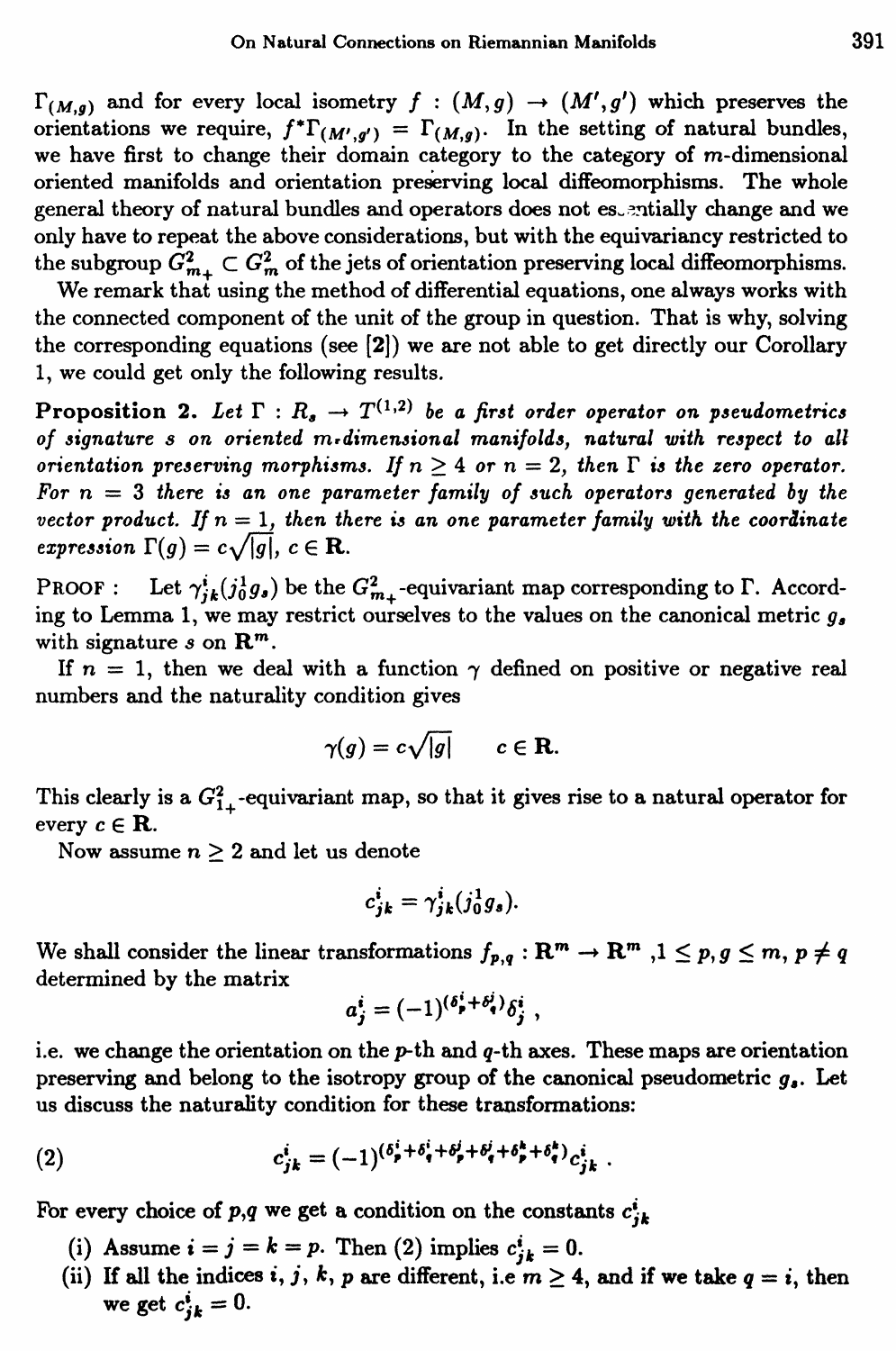$\Gamma_{(M,g)}$ and for every local isometry $f : (M,g) \to (M',g')$ which preserves the orientations we require, $f^*\Gamma_{(M',g')} = \Gamma_{(M,g)}$. In the setting of natural bundles, we have first to change their domain category to the category of $m$-dimensional oriented manifolds and orientation preserving local diffeomorphisms. The whole general theory of natural bundles and operators does not essentially change and we only have to repeat the above considerations, but with the equivariancy restricted to the subgroup $G^2_{m+} \subset G^2_m$ of the jets of orientation preserving local diffeomorphisms.

We remark that using the method of differential equations, one always works with the connected component of the unit of the group in question. That is why, solving the corresponding equations (see [2]) we are not able to get directly our Corollary 1, we could get only the following results.

**Proposition 2.** *Let $\Gamma : R_s \to T^{(1,2)}$ be a first order operator on pseudometrics of signature $s$ on oriented $m$-dimensional manifolds, natural with respect to all orientation preserving morphisms. If $n \geq 4$ or $n = 2$, then $\Gamma$ is the zero operator. For $n = 3$ there is an one parameter family of such operators generated by the vector product. If $n = 1$, then there is an one parameter family with the coordinate expression $\Gamma(g) = c\sqrt{|g|}$, $c \in \mathbf{R}$.*

PROOF : Let $\gamma^i_{jk}(j^1_0 g_s)$ be the $G^2_{m+}$-equivariant map corresponding to $\Gamma$. According to Lemma 1, we may restrict ourselves to the values on the canonical metric $g_s$ with signature $s$ on $\mathbf{R}^m$.

If $n = 1$, then we deal with a function $\gamma$ defined on positive or negative real numbers and the naturality condition gives

$$\gamma(g) = c\sqrt{|g|} \qquad c \in \mathbf{R}.$$

This clearly is a $G^2_{1+}$-equivariant map, so that it gives rise to a natural operator for every $c \in \mathbf{R}$.

Now assume $n \geq 2$ and let us denote

$$c^i_{jk} = \gamma^i_{jk}(j^1_0 g_s).$$

We shall consider the linear transformations $f_{p,q} : \mathbf{R}^m \to \mathbf{R}^m$ ,$1 \leq p, g \leq m$, $p \neq q$ determined by the matrix

$$a^i_j = (-1)^{(\delta^i_p + \delta^j_q)}\delta^i_j \ ,$$

i.e. we change the orientation on the $p$-th and $q$-th axes. These maps are orientation preserving and belong to the isotropy group of the canonical pseudometric $g_s$. Let us discuss the naturality condition for these transformations:

$$c^i_{jk} = (-1)^{(\delta^i_p + \delta^i_q + \delta^j_p + \delta^j_q + \delta^k_p + \delta^k_q)} c^i_{jk} \ . \tag{2}$$

For every choice of $p,q$ we get a condition on the constants $c^i_{jk}$

(i) Assume $i = j = k = p$. Then (2) implies $c^i_{jk} = 0$.

(ii) If all the indices $i$, $j$, $k$, $p$ are different, i.e $m \geq 4$, and if we take $q = i$, then we get $c^i_{jk} = 0$.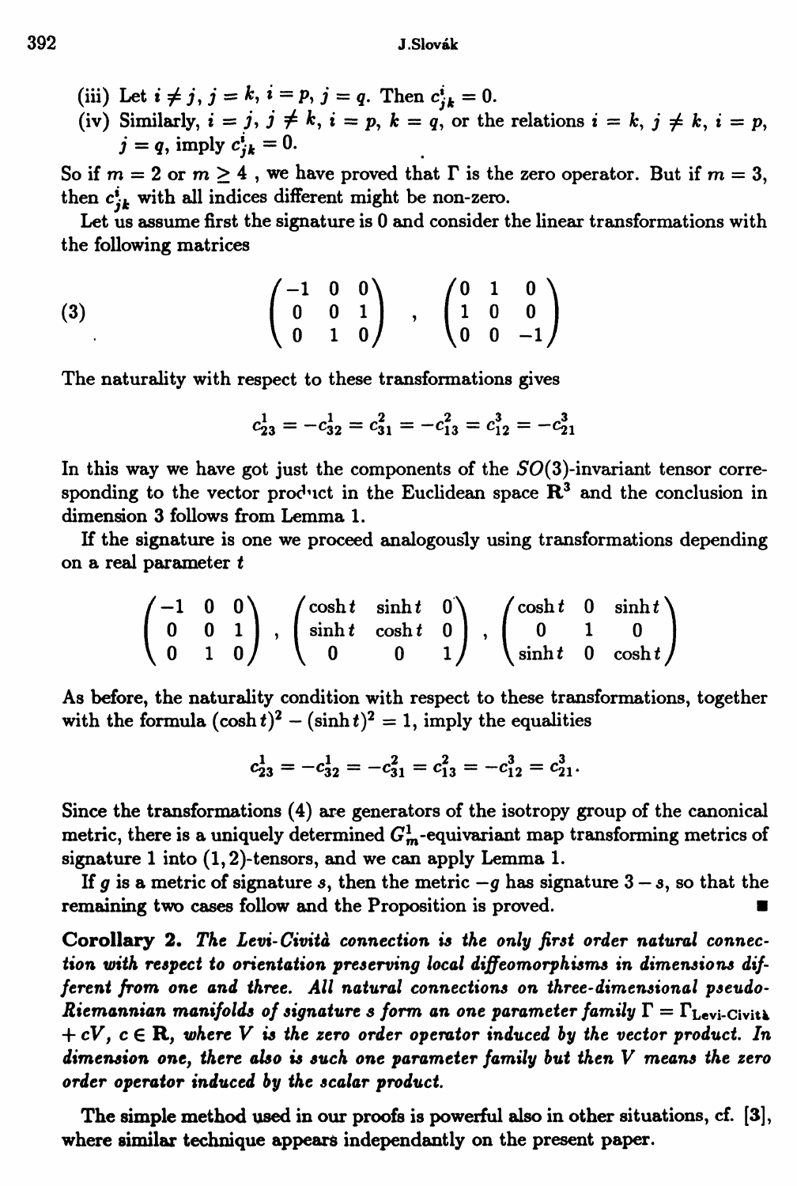(iii) Let $i \neq j$, $j = k$, $i = p$, $j = q$. Then $c^i_{jk} = 0$.

(iv) Similarly, $i = j$, $j \neq k$, $i = p$, $k = q$, or the relations $i = k$, $j \neq k$, $i = p$, $j = q$, imply $c^i_{jk} = 0$.

So if $m = 2$ or $m \geq 4$ , we have proved that $\Gamma$ is the zero operator. But if $m = 3$, then $c^i_{jk}$ with all indices different might be non-zero.

Let us assume first the signature is 0 and consider the linear transformations with the following matrices

$$
(3) \qquad \begin{pmatrix} -1 & 0 & 0 \\ 0 & 0 & 1 \\ 0 & 1 & 0 \end{pmatrix} , \quad \begin{pmatrix} 0 & 1 & 0 \\ 1 & 0 & 0 \\ 0 & 0 & -1 \end{pmatrix}
$$

The naturality with respect to these transformations gives

$$
c^1_{23} = -c^1_{32} = c^2_{31} = -c^2_{13} = c^3_{12} = -c^3_{21}
$$

In this way we have got just the components of the $SO(3)$-invariant tensor corresponding to the vector product in the Euclidean space $\mathbf{R}^3$ and the conclusion in dimension 3 follows from Lemma 1.

If the signature is one we proceed analogously using transformations depending on a real parameter $t$

$$
\begin{pmatrix} -1 & 0 & 0 \\ 0 & 0 & 1 \\ 0 & 1 & 0 \end{pmatrix} , \quad \begin{pmatrix} \cosh t & \sinh t & 0 \\ \sinh t & \cosh t & 0 \\ 0 & 0 & 1 \end{pmatrix} , \quad \begin{pmatrix} \cosh t & 0 & \sinh t \\ 0 & 1 & 0 \\ \sinh t & 0 & \cosh t \end{pmatrix}
$$

As before, the naturality condition with respect to these transformations, together with the formula $(\cosh t)^2 - (\sinh t)^2 = 1$, imply the equalities

$$
c^1_{23} = -c^1_{32} = -c^2_{31} = c^2_{13} = -c^3_{12} = c^3_{21}.
$$

Since the transformations (4) are generators of the isotropy group of the canonical metric, there is a uniquely determined $G^1_m$-equivariant map transforming metrics of signature 1 into $(1, 2)$-tensors, and we can apply Lemma 1.

If $g$ is a metric of signature $s$, then the metric $-g$ has signature $3 - s$, so that the remaining two cases follow and the Proposition is proved. ■

**Corollary 2.** *The Levi-Cività connection is the only first order natural connection with respect to orientation preserving local diffeomorphisms in dimensions different from one and three. All natural connections on three-dimensional pseudo-Riemannian manifolds of signature $s$ form an one parameter family $\Gamma = \Gamma_{\text{Levi-Cività}} + cV$, $c \in \mathbf{R}$, where $V$ is the zero order operator induced by the vector product. In dimension one, there also is such one parameter family but then $V$ means the zero order operator induced by the scalar product.*

The simple method used in our proofs is powerful also in other situations, cf. [3], where similar technique appears independantly on the present paper.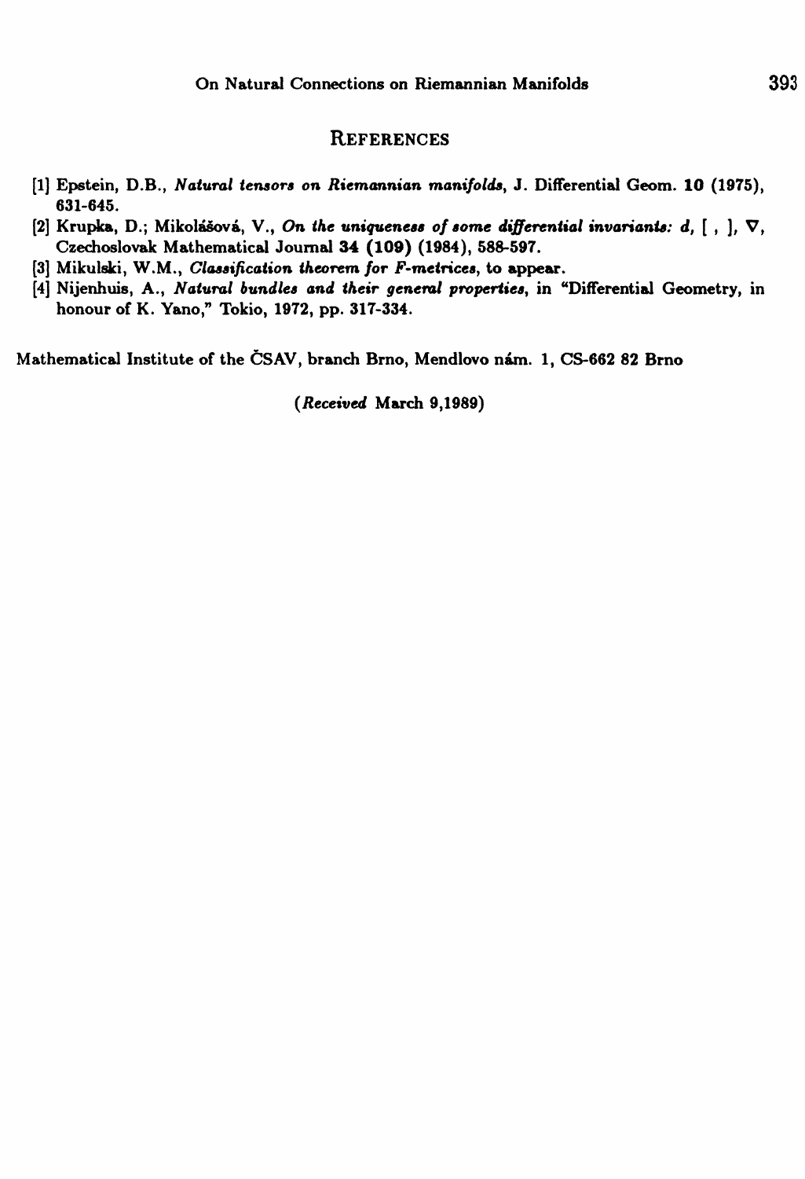## References

[1] Epstein, D.B., *Natural tensors on Riemannian manifolds*, J. Differential Geom. **10** (1975), 631-645.

[2] Krupka, D.; Mikolášová, V., *On the uniqueness of some differential invariants: $d$, $[\ ,\ ]$, $\nabla$*, Czechoslovak Mathematical Journal **34 (109)** (1984), 588-597.

[3] Mikulski, W.M., *Classification theorem for F-metrices*, to appear.

[4] Nijenhuis, A., *Natural bundles and their general properties*, in "Differential Geometry, in honour of K. Yano," Tokio, 1972, pp. 317-334.

Mathematical Institute of the ČSAV, branch Brno, Mendlovo nám. 1, CS-662 82 Brno

(*Received* March 9,1989)